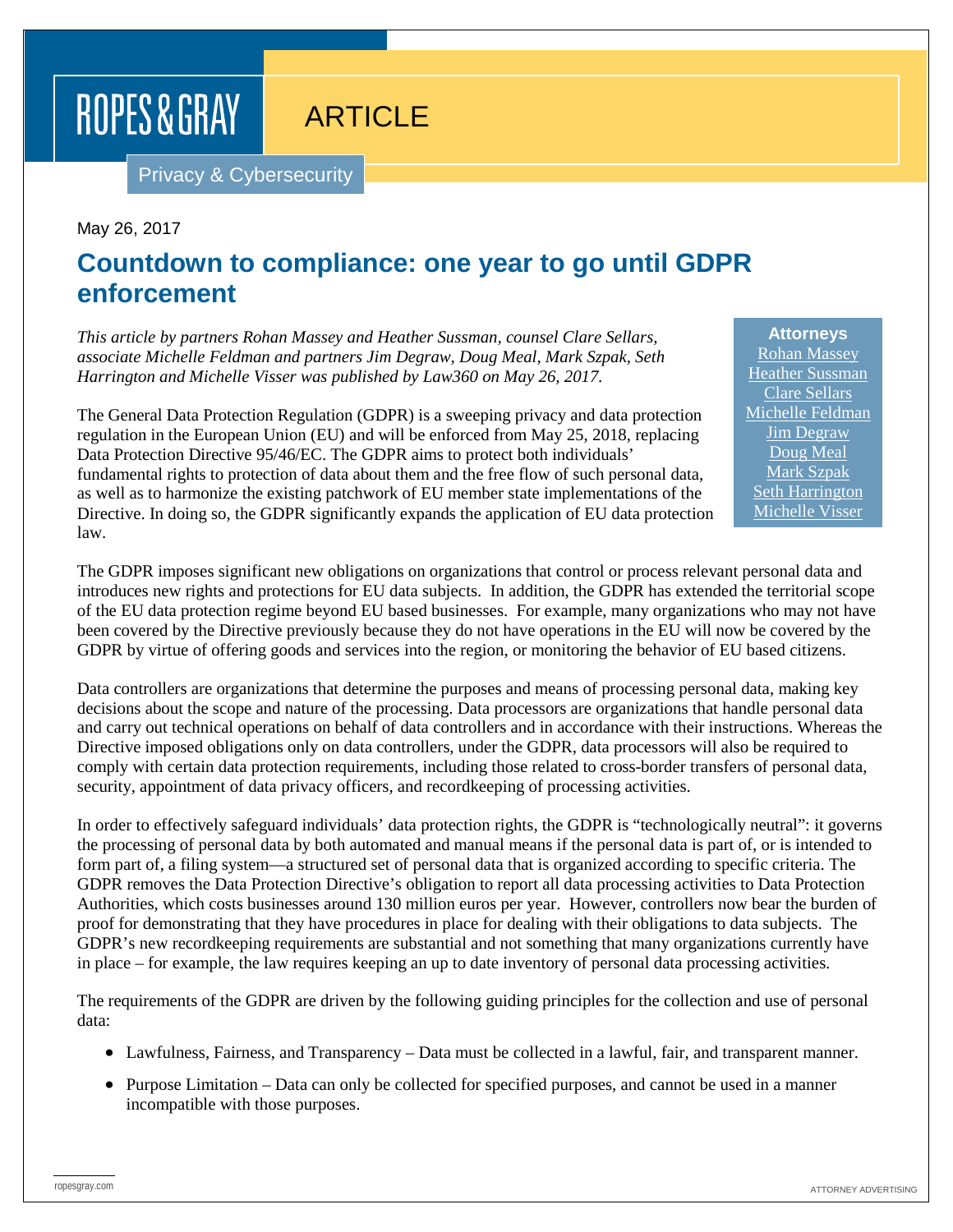ROPES & GRAY

ARTICLE

Privacy & Cybersecurity

May 26, 2017

# Countdown to compliance: one year to go until GDPR enforcement

*This article by partners Rohan Massey and Heather Sussman, counsel Clare Sellars, associate Michelle Feldman and partners Jim Degraw, Doug Meal, Mark Szpak, Seth Harrington and Michelle Visser was published by Law360 on May 26, 2017.*

**Attorneys**
Rohan Massey
Heather Sussman
Clare Sellars
Michelle Feldman
Jim Degraw
Doug Meal
Mark Szpak
Seth Harrington
Michelle Visser

The General Data Protection Regulation (GDPR) is a sweeping privacy and data protection regulation in the European Union (EU) and will be enforced from May 25, 2018, replacing Data Protection Directive 95/46/EC. The GDPR aims to protect both individuals' fundamental rights to protection of data about them and the free flow of such personal data, as well as to harmonize the existing patchwork of EU member state implementations of the Directive. In doing so, the GDPR significantly expands the application of EU data protection law.

The GDPR imposes significant new obligations on organizations that control or process relevant personal data and introduces new rights and protections for EU data subjects. In addition, the GDPR has extended the territorial scope of the EU data protection regime beyond EU based businesses. For example, many organizations who may not have been covered by the Directive previously because they do not have operations in the EU will now be covered by the GDPR by virtue of offering goods and services into the region, or monitoring the behavior of EU based citizens.

Data controllers are organizations that determine the purposes and means of processing personal data, making key decisions about the scope and nature of the processing. Data processors are organizations that handle personal data and carry out technical operations on behalf of data controllers and in accordance with their instructions. Whereas the Directive imposed obligations only on data controllers, under the GDPR, data processors will also be required to comply with certain data protection requirements, including those related to cross-border transfers of personal data, security, appointment of data privacy officers, and recordkeeping of processing activities.

In order to effectively safeguard individuals' data protection rights, the GDPR is "technologically neutral": it governs the processing of personal data by both automated and manual means if the personal data is part of, or is intended to form part of, a filing system—a structured set of personal data that is organized according to specific criteria. The GDPR removes the Data Protection Directive's obligation to report all data processing activities to Data Protection Authorities, which costs businesses around 130 million euros per year. However, controllers now bear the burden of proof for demonstrating that they have procedures in place for dealing with their obligations to data subjects. The GDPR's new recordkeeping requirements are substantial and not something that many organizations currently have in place – for example, the law requires keeping an up to date inventory of personal data processing activities.

The requirements of the GDPR are driven by the following guiding principles for the collection and use of personal data:

- Lawfulness, Fairness, and Transparency – Data must be collected in a lawful, fair, and transparent manner.
- Purpose Limitation – Data can only be collected for specified purposes, and cannot be used in a manner incompatible with those purposes.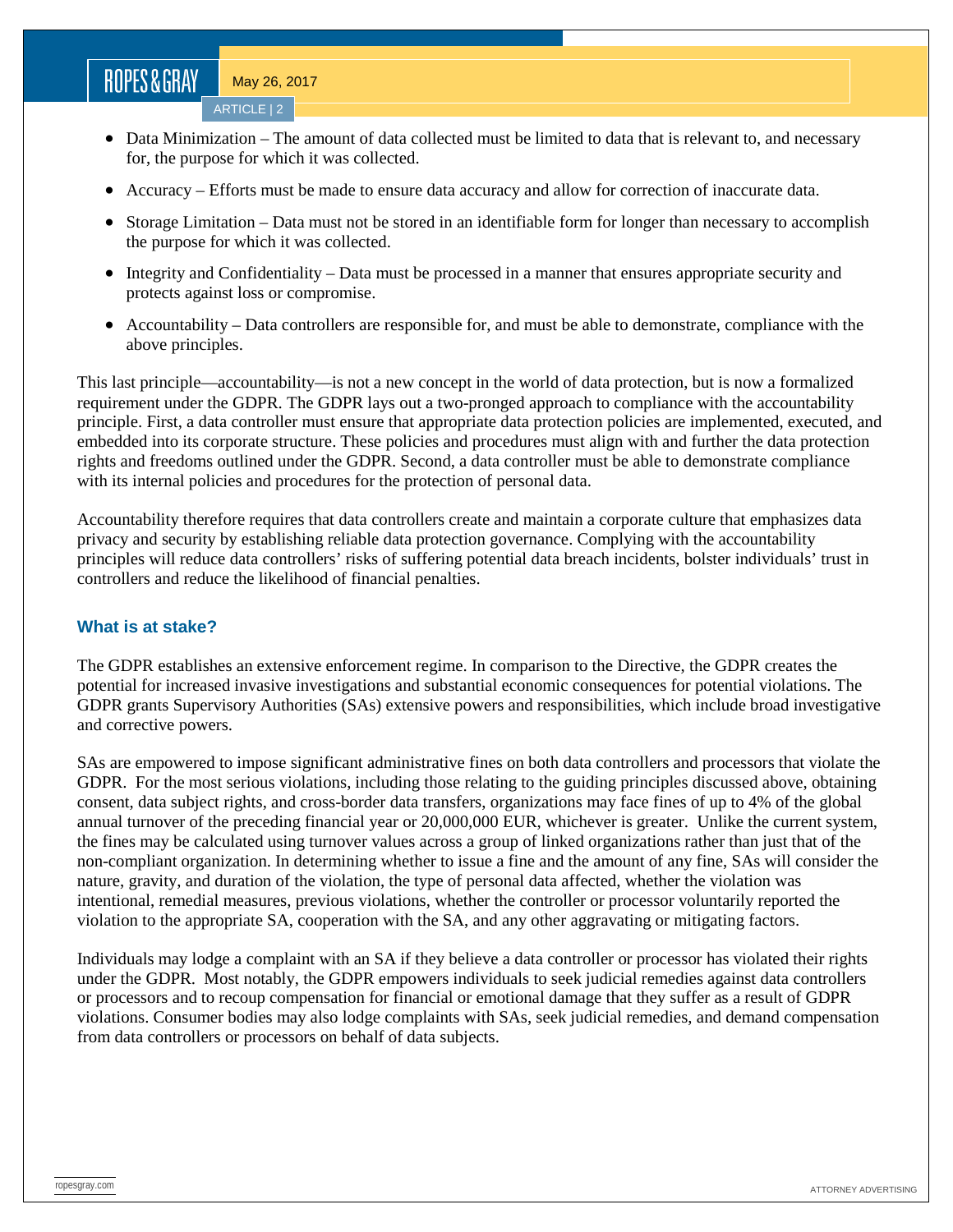- Data Minimization – The amount of data collected must be limited to data that is relevant to, and necessary for, the purpose for which it was collected.
- Accuracy – Efforts must be made to ensure data accuracy and allow for correction of inaccurate data.
- Storage Limitation – Data must not be stored in an identifiable form for longer than necessary to accomplish the purpose for which it was collected.
- Integrity and Confidentiality – Data must be processed in a manner that ensures appropriate security and protects against loss or compromise.
- Accountability – Data controllers are responsible for, and must be able to demonstrate, compliance with the above principles.

This last principle—accountability—is not a new concept in the world of data protection, but is now a formalized requirement under the GDPR. The GDPR lays out a two-pronged approach to compliance with the accountability principle. First, a data controller must ensure that appropriate data protection policies are implemented, executed, and embedded into its corporate structure. These policies and procedures must align with and further the data protection rights and freedoms outlined under the GDPR. Second, a data controller must be able to demonstrate compliance with its internal policies and procedures for the protection of personal data.

Accountability therefore requires that data controllers create and maintain a corporate culture that emphasizes data privacy and security by establishing reliable data protection governance. Complying with the accountability principles will reduce data controllers' risks of suffering potential data breach incidents, bolster individuals' trust in controllers and reduce the likelihood of financial penalties.

### What is at stake?

The GDPR establishes an extensive enforcement regime. In comparison to the Directive, the GDPR creates the potential for increased invasive investigations and substantial economic consequences for potential violations. The GDPR grants Supervisory Authorities (SAs) extensive powers and responsibilities, which include broad investigative and corrective powers.

SAs are empowered to impose significant administrative fines on both data controllers and processors that violate the GDPR. For the most serious violations, including those relating to the guiding principles discussed above, obtaining consent, data subject rights, and cross-border data transfers, organizations may face fines of up to 4% of the global annual turnover of the preceding financial year or 20,000,000 EUR, whichever is greater. Unlike the current system, the fines may be calculated using turnover values across a group of linked organizations rather than just that of the non-compliant organization. In determining whether to issue a fine and the amount of any fine, SAs will consider the nature, gravity, and duration of the violation, the type of personal data affected, whether the violation was intentional, remedial measures, previous violations, whether the controller or processor voluntarily reported the violation to the appropriate SA, cooperation with the SA, and any other aggravating or mitigating factors.

Individuals may lodge a complaint with an SA if they believe a data controller or processor has violated their rights under the GDPR. Most notably, the GDPR empowers individuals to seek judicial remedies against data controllers or processors and to recoup compensation for financial or emotional damage that they suffer as a result of GDPR violations. Consumer bodies may also lodge complaints with SAs, seek judicial remedies, and demand compensation from data controllers or processors on behalf of data subjects.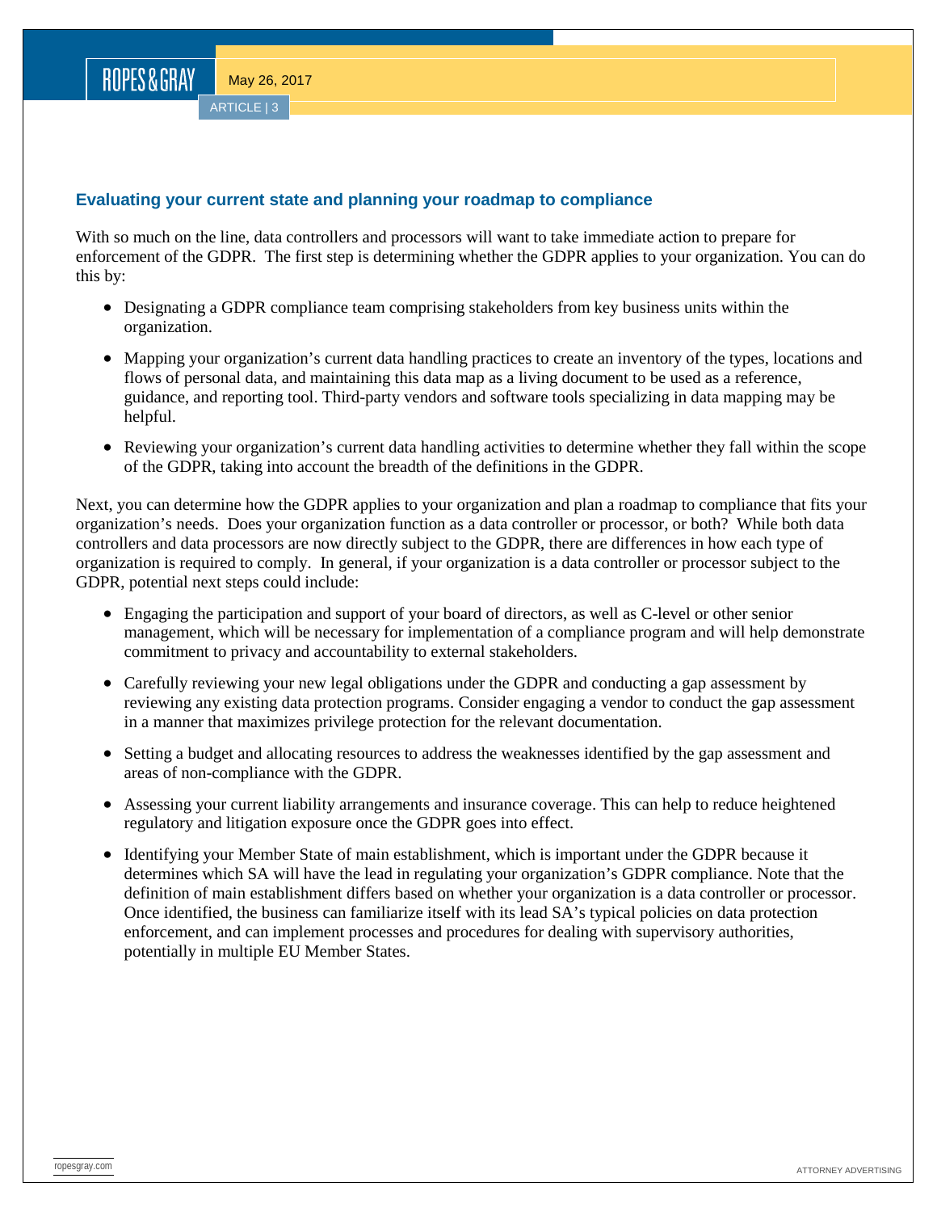## Evaluating your current state and planning your roadmap to compliance

With so much on the line, data controllers and processors will want to take immediate action to prepare for enforcement of the GDPR. The first step is determining whether the GDPR applies to your organization. You can do this by:

- Designating a GDPR compliance team comprising stakeholders from key business units within the organization.
- Mapping your organization's current data handling practices to create an inventory of the types, locations and flows of personal data, and maintaining this data map as a living document to be used as a reference, guidance, and reporting tool. Third-party vendors and software tools specializing in data mapping may be helpful.
- Reviewing your organization's current data handling activities to determine whether they fall within the scope of the GDPR, taking into account the breadth of the definitions in the GDPR.

Next, you can determine how the GDPR applies to your organization and plan a roadmap to compliance that fits your organization's needs. Does your organization function as a data controller or processor, or both? While both data controllers and data processors are now directly subject to the GDPR, there are differences in how each type of organization is required to comply. In general, if your organization is a data controller or processor subject to the GDPR, potential next steps could include:

- Engaging the participation and support of your board of directors, as well as C-level or other senior management, which will be necessary for implementation of a compliance program and will help demonstrate commitment to privacy and accountability to external stakeholders.
- Carefully reviewing your new legal obligations under the GDPR and conducting a gap assessment by reviewing any existing data protection programs. Consider engaging a vendor to conduct the gap assessment in a manner that maximizes privilege protection for the relevant documentation.
- Setting a budget and allocating resources to address the weaknesses identified by the gap assessment and areas of non-compliance with the GDPR.
- Assessing your current liability arrangements and insurance coverage. This can help to reduce heightened regulatory and litigation exposure once the GDPR goes into effect.
- Identifying your Member State of main establishment, which is important under the GDPR because it determines which SA will have the lead in regulating your organization's GDPR compliance. Note that the definition of main establishment differs based on whether your organization is a data controller or processor. Once identified, the business can familiarize itself with its lead SA's typical policies on data protection enforcement, and can implement processes and procedures for dealing with supervisory authorities, potentially in multiple EU Member States.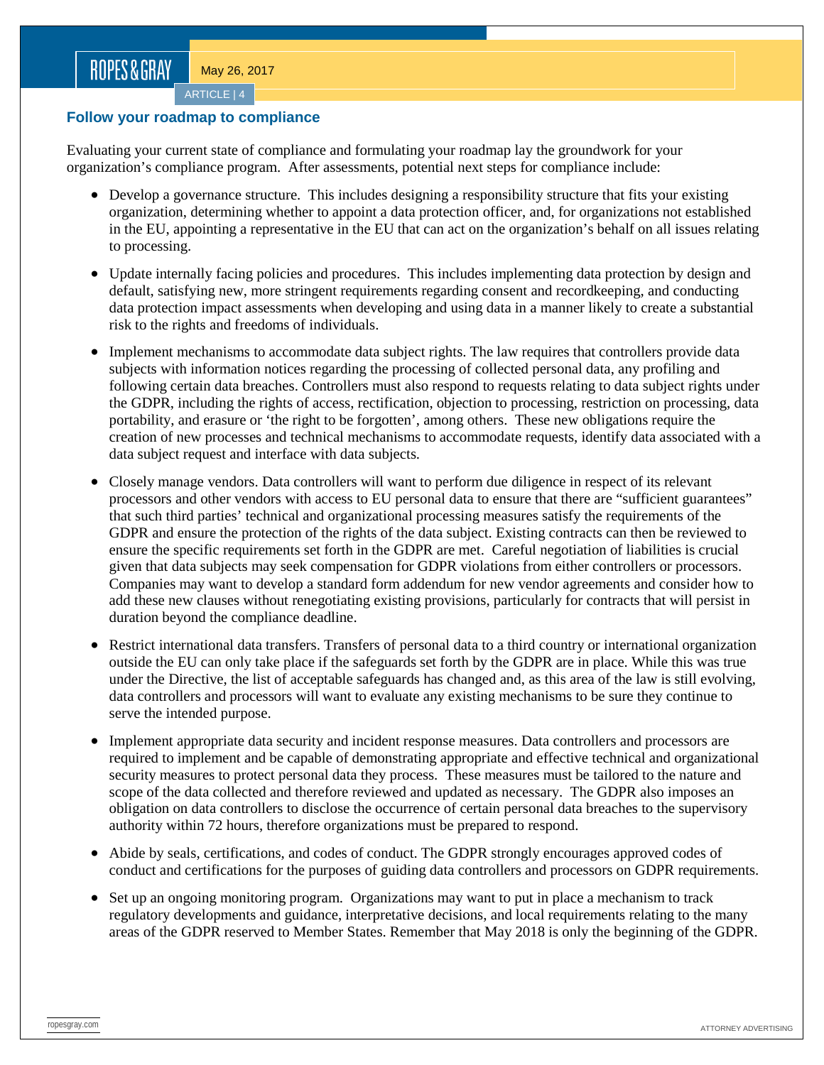### Follow your roadmap to compliance

Evaluating your current state of compliance and formulating your roadmap lay the groundwork for your organization's compliance program. After assessments, potential next steps for compliance include:

- Develop a governance structure. This includes designing a responsibility structure that fits your existing organization, determining whether to appoint a data protection officer, and, for organizations not established in the EU, appointing a representative in the EU that can act on the organization's behalf on all issues relating to processing.
- Update internally facing policies and procedures. This includes implementing data protection by design and default, satisfying new, more stringent requirements regarding consent and recordkeeping, and conducting data protection impact assessments when developing and using data in a manner likely to create a substantial risk to the rights and freedoms of individuals.
- Implement mechanisms to accommodate data subject rights. The law requires that controllers provide data subjects with information notices regarding the processing of collected personal data, any profiling and following certain data breaches. Controllers must also respond to requests relating to data subject rights under the GDPR, including the rights of access, rectification, objection to processing, restriction on processing, data portability, and erasure or 'the right to be forgotten', among others. These new obligations require the creation of new processes and technical mechanisms to accommodate requests, identify data associated with a data subject request and interface with data subjects.
- Closely manage vendors. Data controllers will want to perform due diligence in respect of its relevant processors and other vendors with access to EU personal data to ensure that there are "sufficient guarantees" that such third parties' technical and organizational processing measures satisfy the requirements of the GDPR and ensure the protection of the rights of the data subject. Existing contracts can then be reviewed to ensure the specific requirements set forth in the GDPR are met. Careful negotiation of liabilities is crucial given that data subjects may seek compensation for GDPR violations from either controllers or processors. Companies may want to develop a standard form addendum for new vendor agreements and consider how to add these new clauses without renegotiating existing provisions, particularly for contracts that will persist in duration beyond the compliance deadline.
- Restrict international data transfers. Transfers of personal data to a third country or international organization outside the EU can only take place if the safeguards set forth by the GDPR are in place. While this was true under the Directive, the list of acceptable safeguards has changed and, as this area of the law is still evolving, data controllers and processors will want to evaluate any existing mechanisms to be sure they continue to serve the intended purpose.
- Implement appropriate data security and incident response measures. Data controllers and processors are required to implement and be capable of demonstrating appropriate and effective technical and organizational security measures to protect personal data they process. These measures must be tailored to the nature and scope of the data collected and therefore reviewed and updated as necessary. The GDPR also imposes an obligation on data controllers to disclose the occurrence of certain personal data breaches to the supervisory authority within 72 hours, therefore organizations must be prepared to respond.
- Abide by seals, certifications, and codes of conduct. The GDPR strongly encourages approved codes of conduct and certifications for the purposes of guiding data controllers and processors on GDPR requirements.
- Set up an ongoing monitoring program. Organizations may want to put in place a mechanism to track regulatory developments and guidance, interpretative decisions, and local requirements relating to the many areas of the GDPR reserved to Member States. Remember that May 2018 is only the beginning of the GDPR.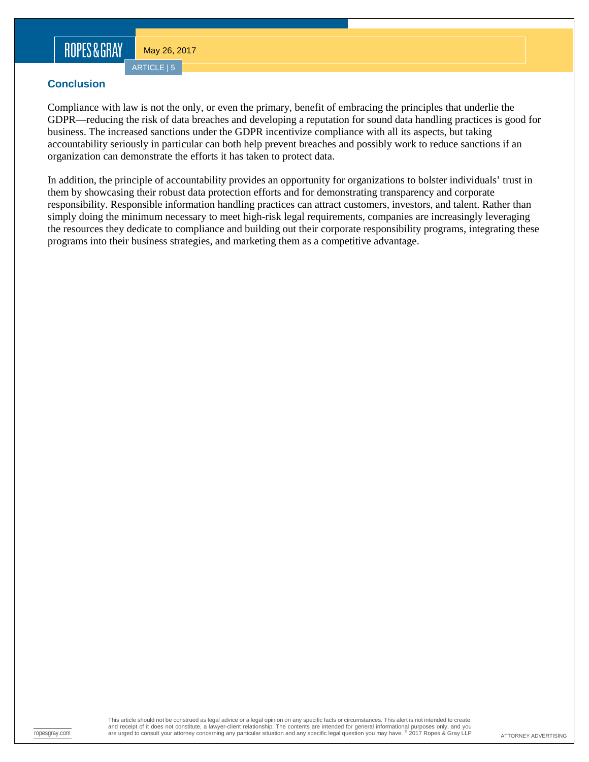## Conclusion

Compliance with law is not the only, or even the primary, benefit of embracing the principles that underlie the GDPR—reducing the risk of data breaches and developing a reputation for sound data handling practices is good for business. The increased sanctions under the GDPR incentivize compliance with all its aspects, but taking accountability seriously in particular can both help prevent breaches and possibly work to reduce sanctions if an organization can demonstrate the efforts it has taken to protect data.

In addition, the principle of accountability provides an opportunity for organizations to bolster individuals' trust in them by showcasing their robust data protection efforts and for demonstrating transparency and corporate responsibility. Responsible information handling practices can attract customers, investors, and talent. Rather than simply doing the minimum necessary to meet high-risk legal requirements, companies are increasingly leveraging the resources they dedicate to compliance and building out their corporate responsibility programs, integrating these programs into their business strategies, and marketing them as a competitive advantage.

This article should not be construed as legal advice or a legal opinion on any specific facts or circumstances. This alert is not intended to create, and receipt of it does not constitute, a lawyer-client relationship. The contents are intended for general informational purposes only, and you are urged to consult your attorney concerning any particular situation and any specific legal question you may have. © 2017 Ropes & Gray LLP